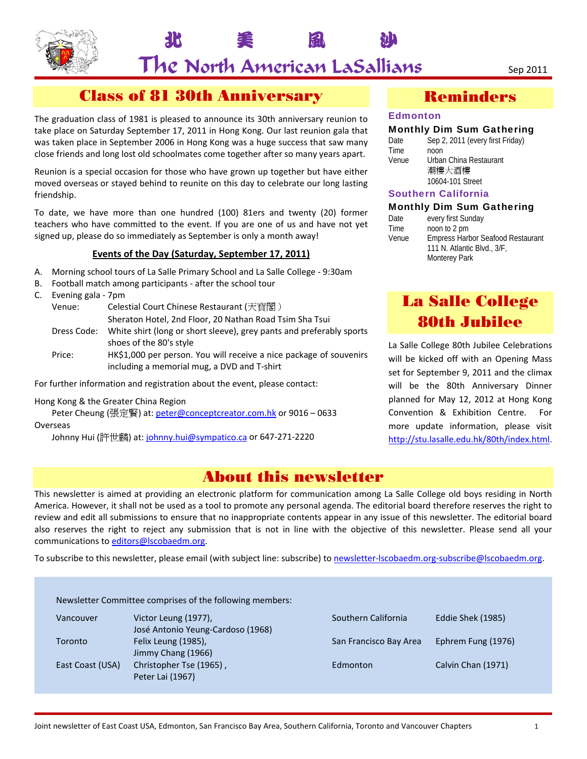# 北 美 風 沙
# The North American LaSallians

Sep 2011

## Class of 81 30th Anniversary

The graduation class of 1981 is pleased to announce its 30th anniversary reunion to take place on Saturday September 17, 2011 in Hong Kong. Our last reunion gala that was taken place in September 2006 in Hong Kong was a huge success that saw many close friends and long lost old schoolmates come together after so many years apart.

Reunion is a special occasion for those who have grown up together but have either moved overseas or stayed behind to reunite on this day to celebrate our long lasting friendship.

To date, we have more than one hundred (100) 81ers and twenty (20) former teachers who have committed to the event. If you are one of us and have not yet signed up, please do so immediately as September is only a month away!

**Events of the Day (Saturday, September 17, 2011)**

A. Morning school tours of La Salle Primary School and La Salle College - 9:30am
B. Football match among participants - after the school tour
C. Evening gala - 7pm
   - Venue: Celestial Court Chinese Restaurant (天寶閣）Sheraton Hotel, 2nd Floor, 20 Nathan Road Tsim Sha Tsui
   - Dress Code: White shirt (long or short sleeve), grey pants and preferably sports shoes of the 80's style
   - Price: HK$1,000 per person. You will receive a nice package of souvenirs including a memorial mug, a DVD and T-shirt

For further information and registration about the event, please contact:

Hong Kong & the Greater China Region
Peter Cheung (張定賢) at: peter@conceptcreator.com.hk or 9016 – 0633

Overseas
Johnny Hui (許世麟) at: johnny.hui@sympatico.ca or 647-271-2220

## Reminders

### Edmonton

**Monthly Dim Sum Gathering**

| | |
|---|---|
| Date | Sep 2, 2011 (every first Friday) |
| Time | noon |
| Venue | Urban China Restaurant 潮樓大酒樓 10604-101 Street |

### Southern California

**Monthly Dim Sum Gathering**

| | |
|---|---|
| Date | every first Sunday |
| Time | noon to 2 pm |
| Venue | Empress Harbor Seafood Restaurant 111 N. Atlantic Blvd., 3/F, Monterey Park |

## La Salle College 80th Jubilee

La Salle College 80th Jubilee Celebrations will be kicked off with an Opening Mass set for September 9, 2011 and the climax will be the 80th Anniversary Dinner planned for May 12, 2012 at Hong Kong Convention & Exhibition Centre. For more update information, please visit http://stu.lasalle.edu.hk/80th/index.html.

## About this newsletter

This newsletter is aimed at providing an electronic platform for communication among La Salle College old boys residing in North America. However, it shall not be used as a tool to promote any personal agenda. The editorial board therefore reserves the right to review and edit all submissions to ensure that no inappropriate contents appear in any issue of this newsletter. The editorial board also reserves the right to reject any submission that is not in line with the objective of this newsletter. Please send all your communications to editors@lscobaedm.org.

To subscribe to this newsletter, please email (with subject line: subscribe) to newsletter-lscobaedm.org-subscribe@lscobaedm.org.

Newsletter Committee comprises of the following members:

| | | | |
|---|---|---|---|
| Vancouver | Victor Leung (1977), José Antonio Yeung-Cardoso (1968) | Southern California | Eddie Shek (1985) |
| Toronto | Felix Leung (1985), Jimmy Chang (1966) | San Francisco Bay Area | Ephrem Fung (1976) |
| East Coast (USA) | Christopher Tse (1965) , Peter Lai (1967) | Edmonton | Calvin Chan (1971) |

Joint newsletter of East Coast USA, Edmonton, San Francisco Bay Area, Southern California, Toronto and Vancouver Chapters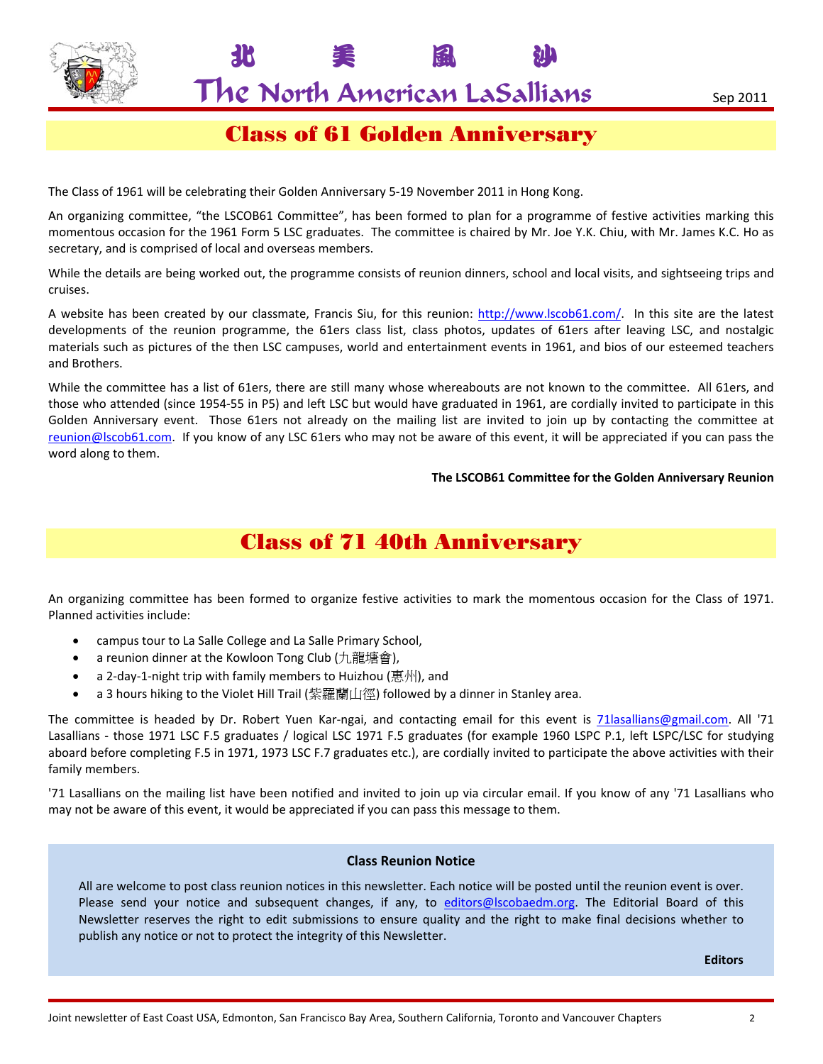## Class of 61 Golden Anniversary

The Class of 1961 will be celebrating their Golden Anniversary 5-19 November 2011 in Hong Kong.

An organizing committee, "the LSCOB61 Committee", has been formed to plan for a programme of festive activities marking this momentous occasion for the 1961 Form 5 LSC graduates. The committee is chaired by Mr. Joe Y.K. Chiu, with Mr. James K.C. Ho as secretary, and is comprised of local and overseas members.

While the details are being worked out, the programme consists of reunion dinners, school and local visits, and sightseeing trips and cruises.

A website has been created by our classmate, Francis Siu, for this reunion: http://www.lscob61.com/. In this site are the latest developments of the reunion programme, the 61ers class list, class photos, updates of 61ers after leaving LSC, and nostalgic materials such as pictures of the then LSC campuses, world and entertainment events in 1961, and bios of our esteemed teachers and Brothers.

While the committee has a list of 61ers, there are still many whose whereabouts are not known to the committee. All 61ers, and those who attended (since 1954-55 in P5) and left LSC but would have graduated in 1961, are cordially invited to participate in this Golden Anniversary event. Those 61ers not already on the mailing list are invited to join up by contacting the committee at reunion@lscob61.com. If you know of any LSC 61ers who may not be aware of this event, it will be appreciated if you can pass the word along to them.

**The LSCOB61 Committee for the Golden Anniversary Reunion**

## Class of 71 40th Anniversary

An organizing committee has been formed to organize festive activities to mark the momentous occasion for the Class of 1971. Planned activities include:

- campus tour to La Salle College and La Salle Primary School,
- a reunion dinner at the Kowloon Tong Club (九龍塘會),
- a 2-day-1-night trip with family members to Huizhou (惠州), and
- a 3 hours hiking to the Violet Hill Trail (紫羅蘭山徑) followed by a dinner in Stanley area.

The committee is headed by Dr. Robert Yuen Kar-ngai, and contacting email for this event is 71lasallians@gmail.com. All '71 Lasallians - those 1971 LSC F.5 graduates / logical LSC 1971 F.5 graduates (for example 1960 LSPC P.1, left LSPC/LSC for studying aboard before completing F.5 in 1971, 1973 LSC F.7 graduates etc.), are cordially invited to participate the above activities with their family members.

'71 Lasallians on the mailing list have been notified and invited to join up via circular email. If you know of any '71 Lasallians who may not be aware of this event, it would be appreciated if you can pass this message to them.

### Class Reunion Notice

All are welcome to post class reunion notices in this newsletter. Each notice will be posted until the reunion event is over. Please send your notice and subsequent changes, if any, to editors@lscobaedm.org. The Editorial Board of this Newsletter reserves the right to edit submissions to ensure quality and the right to make final decisions whether to publish any notice or not to protect the integrity of this Newsletter.

**Editors**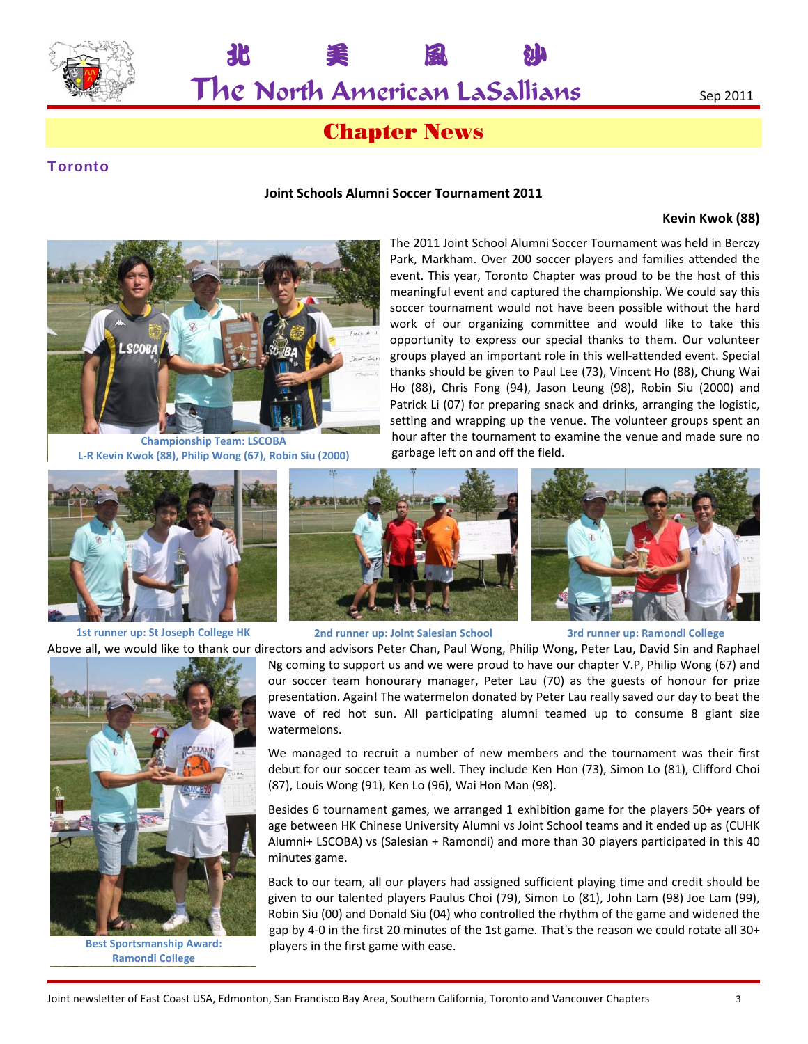# Chapter News

## Toronto

### Joint Schools Alumni Soccer Tournament 2011

**Kevin Kwok (88)**

Championship Team: LSCOBA
L-R Kevin Kwok (88), Philip Wong (67), Robin Siu (2000)

The 2011 Joint School Alumni Soccer Tournament was held in Berczy Park, Markham. Over 200 soccer players and families attended the event. This year, Toronto Chapter was proud to be the host of this meaningful event and captured the championship. We could say this soccer tournament would not have been possible without the hard work of our organizing committee and would like to take this opportunity to express our special thanks to them. Our volunteer groups played an important role in this well-attended event. Special thanks should be given to Paul Lee (73), Vincent Ho (88), Chung Wai Ho (88), Chris Fong (94), Jason Leung (98), Robin Siu (2000) and Patrick Li (07) for preparing snack and drinks, arranging the logistic, setting and wrapping up the venue. The volunteer groups spent an hour after the tournament to examine the venue and made sure no garbage left on and off the field.

1st runner up: St Joseph College HK

2nd runner up: Joint Salesian School

3rd runner up: Ramondi College

Above all, we would like to thank our directors and advisors Peter Chan, Paul Wong, Philip Wong, Peter Lau, David Sin and Raphael Ng coming to support us and we were proud to have our chapter V.P, Philip Wong (67) and our soccer team honourary manager, Peter Lau (70) as the guests of honour for prize presentation. Again! The watermelon donated by Peter Lau really saved our day to beat the wave of red hot sun. All participating alumni teamed up to consume 8 giant size watermelons.

We managed to recruit a number of new members and the tournament was their first debut for our soccer team as well. They include Ken Hon (73), Simon Lo (81), Clifford Choi (87), Louis Wong (91), Ken Lo (96), Wai Hon Man (98).

Besides 6 tournament games, we arranged 1 exhibition game for the players 50+ years of age between HK Chinese University Alumni vs Joint School teams and it ended up as (CUHK Alumni+ LSCOBA) vs (Salesian + Ramondi) and more than 30 players participated in this 40 minutes game.

Back to our team, all our players had assigned sufficient playing time and credit should be given to our talented players Paulus Choi (79), Simon Lo (81), John Lam (98) Joe Lam (99), Robin Siu (00) and Donald Siu (04) who controlled the rhythm of the game and widened the gap by 4-0 in the first 20 minutes of the 1st game. That's the reason we could rotate all 30+ players in the first game with ease.

Best Sportsmanship Award: Ramondi College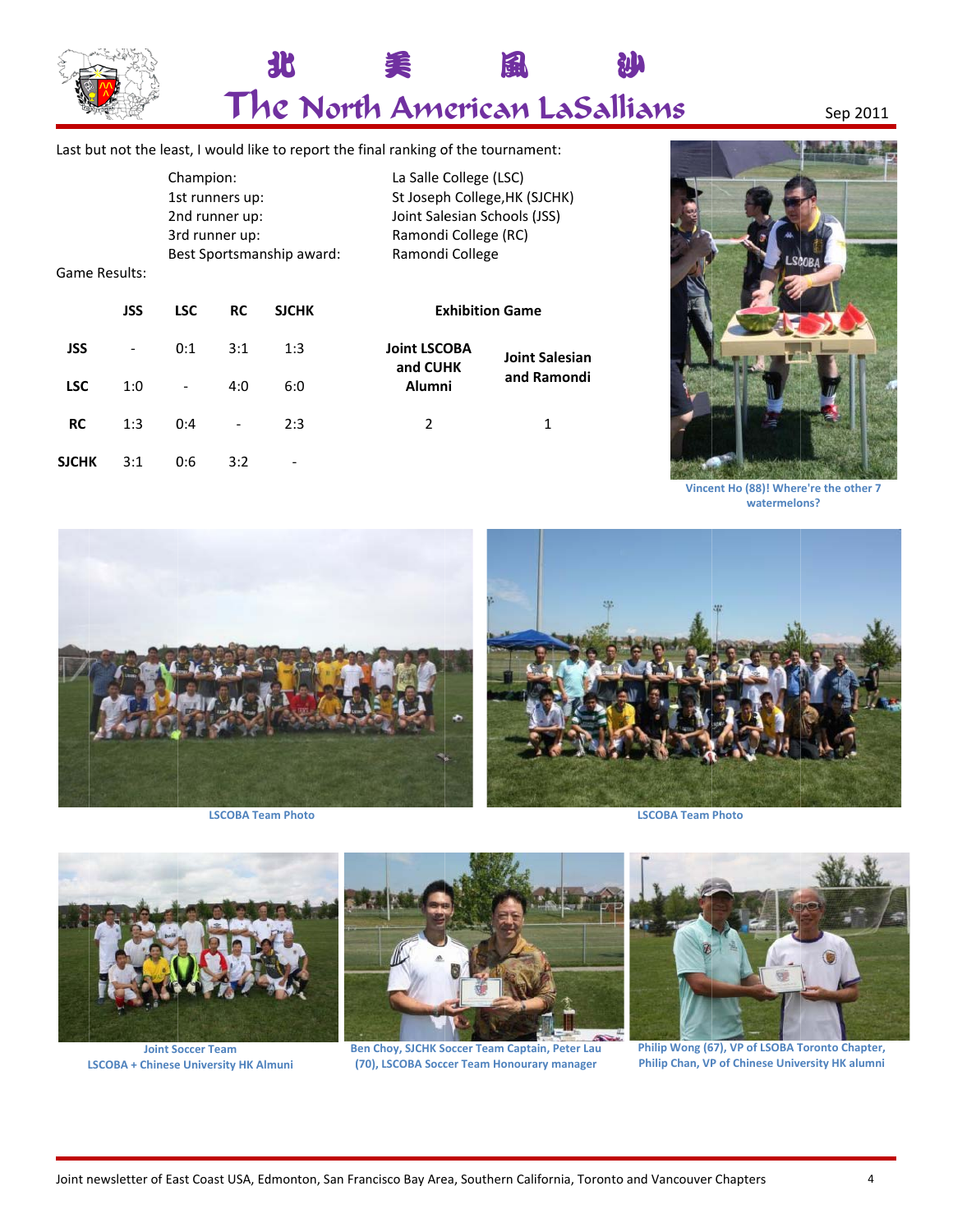Last but not the least, I would like to report the final ranking of the tournament:

| | |
|---|---|
| Champion: | La Salle College (LSC) |
| 1st runners up: | St Joseph College,HK (SJCHK) |
| 2nd runner up: | Joint Salesian Schools (JSS) |
| 3rd runner up: | Ramondi College (RC) |
| Best Sportsmanship award: | Ramondi College |

Game Results:

| | JSS | LSC | RC | SJCHK |
|---|---|---|---|---|
| **JSS** | - | 0:1 | 3:1 | 1:3 |
| **LSC** | 1:0 | - | 4:0 | 6:0 |
| **RC** | 1:3 | 0:4 | - | 2:3 |
| **SJCHK** | 3:1 | 0:6 | 3:2 | - |

**Exhibition Game**

| Joint LSCOBA and CUHK Alumni | Joint Salesian and Ramondi |
|---|---|
| 2 | 1 |

Vincent Ho (88)! Where're the other 7 watermelons?

LSCOBA Team Photo

LSCOBA Team Photo

Joint Soccer Team
LSCOBA + Chinese University HK Almuni

Ben Choy, SJCHK Soccer Team Captain, Peter Lau (70), LSCOBA Soccer Team Honourary manager

Philip Wong (67), VP of LSOBA Toronto Chapter, Philip Chan, VP of Chinese University HK alumni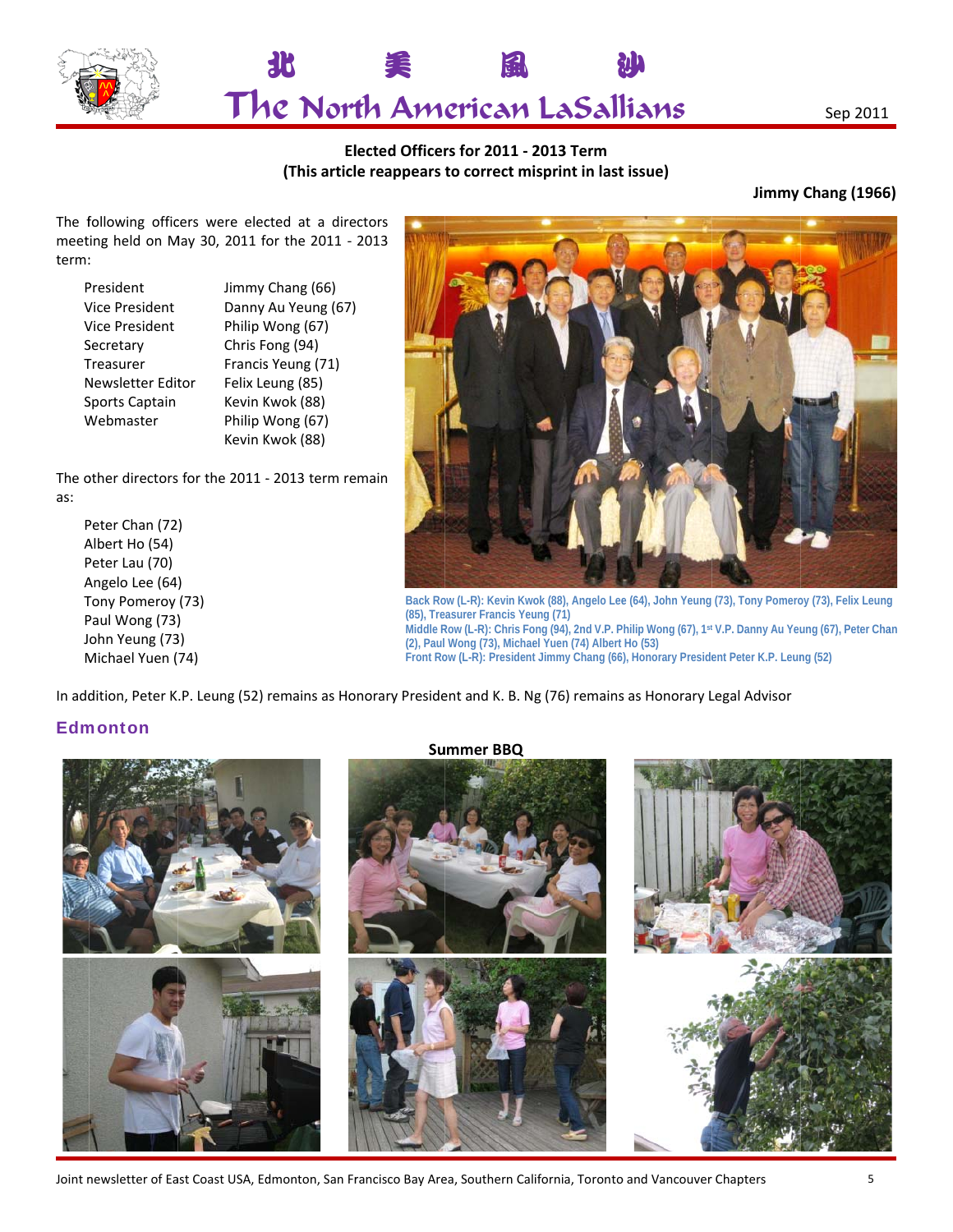# 北美風沙
# The North American LaSallians

Sep 2011

## Elected Officers for 2011 - 2013 Term
**(This article reappears to correct misprint in last issue)**

**Jimmy Chang (1966)**

The following officers were elected at a directors meeting held on May 30, 2011 for the 2011 - 2013 term:

| | |
|---|---|
| President | Jimmy Chang (66) |
| Vice President | Danny Au Yeung (67) |
| Vice President | Philip Wong (67) |
| Secretary | Chris Fong (94) |
| Treasurer | Francis Yeung (71) |
| Newsletter Editor | Felix Leung (85) |
| Sports Captain | Kevin Kwok (88) |
| Webmaster | Philip Wong (67) |
| | Kevin Kwok (88) |

The other directors for the 2011 - 2013 term remain as:

Peter Chan (72)
Albert Ho (54)
Peter Lau (70)
Angelo Lee (64)
Tony Pomeroy (73)
Paul Wong (73)
John Yeung (73)
Michael Yuen (74)

Back Row (L-R): Kevin Kwok (88), Angelo Lee (64), John Yeung (73), Tony Pomeroy (73), Felix Leung (85), Treasurer Francis Yeung (71)
Middle Row (L-R): Chris Fong (94), 2nd V.P. Philip Wong (67), 1st V.P. Danny Au Yeung (67), Peter Chan (2), Paul Wong (73), Michael Yuen (74) Albert Ho (53)
Front Row (L-R): President Jimmy Chang (66), Honorary President Peter K.P. Leung (52)

In addition, Peter K.P. Leung (52) remains as Honorary President and K. B. Ng (76) remains as Honorary Legal Advisor

## Edmonton

**Summer BBQ**

Joint newsletter of East Coast USA, Edmonton, San Francisco Bay Area, Southern California, Toronto and Vancouver Chapters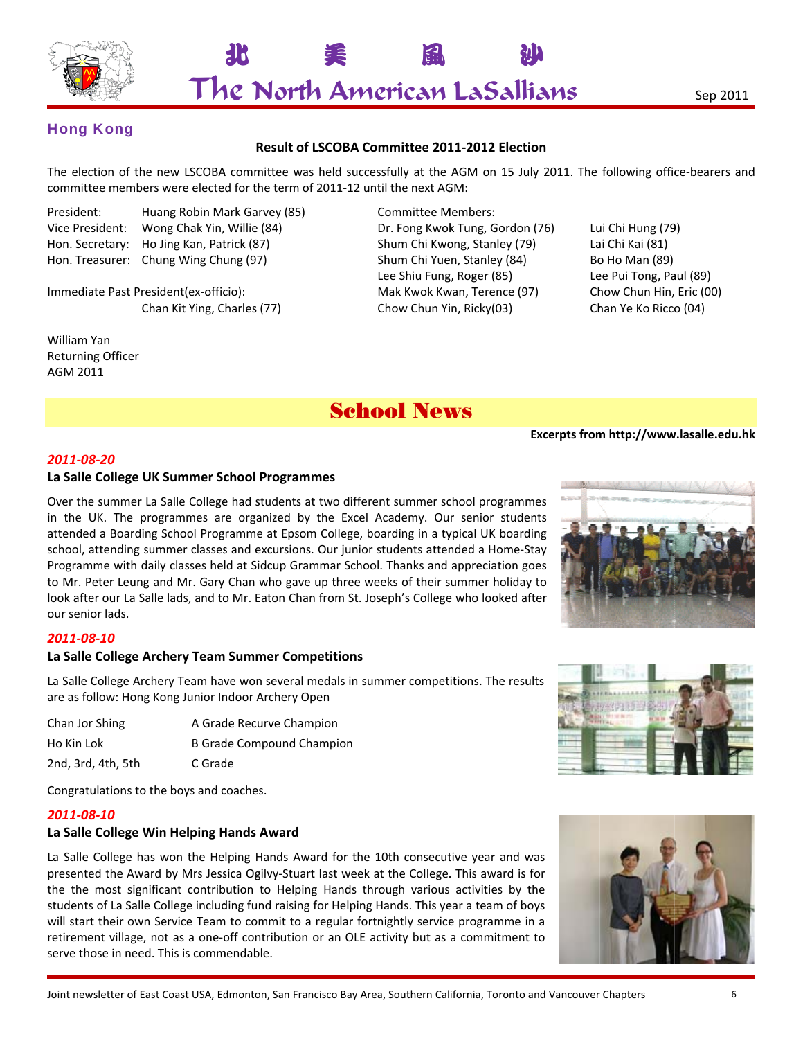## Hong Kong

### Result of LSCOBA Committee 2011-2012 Election

The election of the new LSCOBA committee was held successfully at the AGM on 15 July 2011. The following office-bearers and committee members were elected for the term of 2011-12 until the next AGM:

| | |
|---|---|
| President: | Huang Robin Mark Garvey (85) |
| Vice President: | Wong Chak Yin, Willie (84) |
| Hon. Secretary: | Ho Jing Kan, Patrick (87) |
| Hon. Treasurer: | Chung Wing Chung (97) |

Immediate Past President(ex-officio):
Chan Kit Ying, Charles (77)

Committee Members:

| | |
|---|---|
| Dr. Fong Kwok Tung, Gordon (76) | Lui Chi Hung (79) |
| Shum Chi Kwong, Stanley (79) | Lai Chi Kai (81) |
| Shum Chi Yuen, Stanley (84) | Bo Ho Man (89) |
| Lee Shiu Fung, Roger (85) | Lee Pui Tong, Paul (89) |
| Mak Kwok Kwan, Terence (97) | Chow Chun Hin, Eric (00) |
| Chow Chun Yin, Ricky(03) | Chan Ye Ko Ricco (04) |

William Yan
Returning Officer
AGM 2011

## School News

**Excerpts from http://www.lasalle.edu.hk**

*2011-08-20*

### La Salle College UK Summer School Programmes

Over the summer La Salle College had students at two different summer school programmes in the UK. The programmes are organized by the Excel Academy. Our senior students attended a Boarding School Programme at Epsom College, boarding in a typical UK boarding school, attending summer classes and excursions. Our junior students attended a Home-Stay Programme with daily classes held at Sidcup Grammar School. Thanks and appreciation goes to Mr. Peter Leung and Mr. Gary Chan who gave up three weeks of their summer holiday to look after our La Salle lads, and to Mr. Eaton Chan from St. Joseph's College who looked after our senior lads.

*2011-08-10*

### La Salle College Archery Team Summer Competitions

La Salle College Archery Team have won several medals in summer competitions. The results are as follow: Hong Kong Junior Indoor Archery Open

| | |
|---|---|
| Chan Jor Shing | A Grade Recurve Champion |
| Ho Kin Lok | B Grade Compound Champion |
| 2nd, 3rd, 4th, 5th | C Grade |

Congratulations to the boys and coaches.

*2011-08-10*

### La Salle College Win Helping Hands Award

La Salle College has won the Helping Hands Award for the 10th consecutive year and was presented the Award by Mrs Jessica Ogilvy-Stuart last week at the College. This award is for the the most significant contribution to Helping Hands through various activities by the students of La Salle College including fund raising for Helping Hands. This year a team of boys will start their own Service Team to commit to a regular fortnightly service programme in a retirement village, not as a one-off contribution or an OLE activity but as a commitment to serve those in need. This is commendable.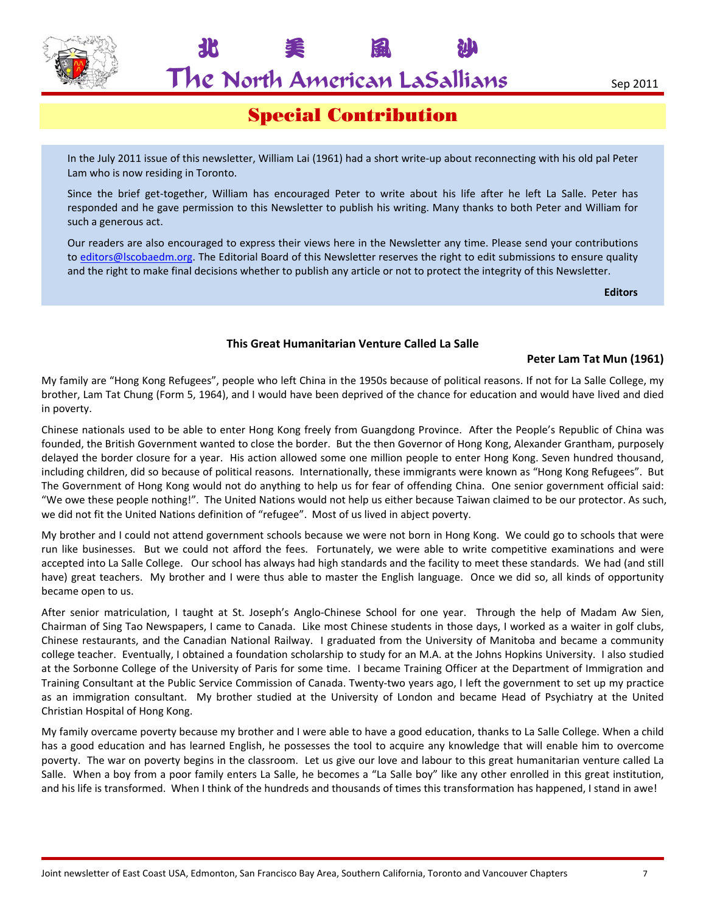# 北 美 風 沙

# The North American LaSallians

Sep 2011

## Special Contribution

In the July 2011 issue of this newsletter, William Lai (1961) had a short write-up about reconnecting with his old pal Peter Lam who is now residing in Toronto.

Since the brief get-together, William has encouraged Peter to write about his life after he left La Salle. Peter has responded and he gave permission to this Newsletter to publish his writing. Many thanks to both Peter and William for such a generous act.

Our readers are also encouraged to express their views here in the Newsletter any time. Please send your contributions to editors@lscobaedm.org. The Editorial Board of this Newsletter reserves the right to edit submissions to ensure quality and the right to make final decisions whether to publish any article or not to protect the integrity of this Newsletter.

**Editors**

### This Great Humanitarian Venture Called La Salle

**Peter Lam Tat Mun (1961)**

My family are "Hong Kong Refugees", people who left China in the 1950s because of political reasons. If not for La Salle College, my brother, Lam Tat Chung (Form 5, 1964), and I would have been deprived of the chance for education and would have lived and died in poverty.

Chinese nationals used to be able to enter Hong Kong freely from Guangdong Province. After the People's Republic of China was founded, the British Government wanted to close the border. But the then Governor of Hong Kong, Alexander Grantham, purposely delayed the border closure for a year. His action allowed some one million people to enter Hong Kong. Seven hundred thousand, including children, did so because of political reasons. Internationally, these immigrants were known as "Hong Kong Refugees". But The Government of Hong Kong would not do anything to help us for fear of offending China. One senior government official said: "We owe these people nothing!". The United Nations would not help us either because Taiwan claimed to be our protector. As such, we did not fit the United Nations definition of "refugee". Most of us lived in abject poverty.

My brother and I could not attend government schools because we were not born in Hong Kong. We could go to schools that were run like businesses. But we could not afford the fees. Fortunately, we were able to write competitive examinations and were accepted into La Salle College. Our school has always had high standards and the facility to meet these standards. We had (and still have) great teachers. My brother and I were thus able to master the English language. Once we did so, all kinds of opportunity became open to us.

After senior matriculation, I taught at St. Joseph's Anglo-Chinese School for one year. Through the help of Madam Aw Sien, Chairman of Sing Tao Newspapers, I came to Canada. Like most Chinese students in those days, I worked as a waiter in golf clubs, Chinese restaurants, and the Canadian National Railway. I graduated from the University of Manitoba and became a community college teacher. Eventually, I obtained a foundation scholarship to study for an M.A. at the Johns Hopkins University. I also studied at the Sorbonne College of the University of Paris for some time. I became Training Officer at the Department of Immigration and Training Consultant at the Public Service Commission of Canada. Twenty-two years ago, I left the government to set up my practice as an immigration consultant. My brother studied at the University of London and became Head of Psychiatry at the United Christian Hospital of Hong Kong.

My family overcame poverty because my brother and I were able to have a good education, thanks to La Salle College. When a child has a good education and has learned English, he possesses the tool to acquire any knowledge that will enable him to overcome poverty. The war on poverty begins in the classroom. Let us give our love and labour to this great humanitarian venture called La Salle. When a boy from a poor family enters La Salle, he becomes a "La Salle boy" like any other enrolled in this great institution, and his life is transformed. When I think of the hundreds and thousands of times this transformation has happened, I stand in awe!